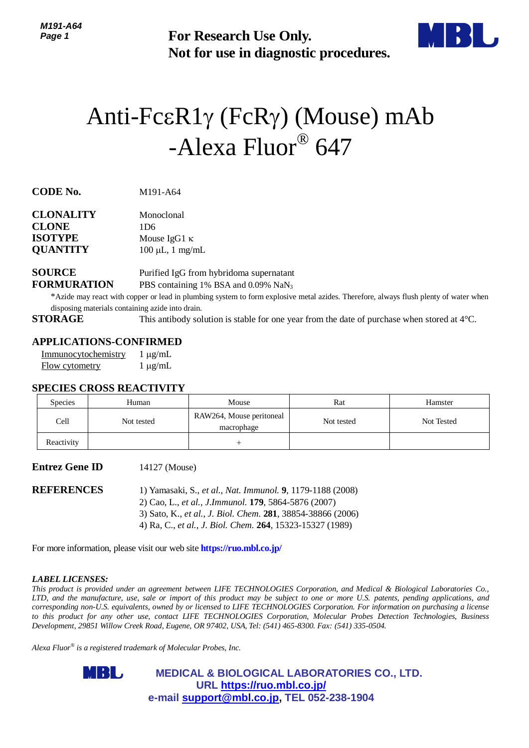For Research Use Only.
Not for use in diagnostic procedures.

# Anti-FcεR1γ (FcRγ) (Mouse) mAb -Alexa Fluor® 647

**CODE No.** M191-A64

**CLONALITY** Monoclonal
**CLONE** 1D6
**ISOTYPE** Mouse IgG1 κ
**QUANTITY** 100 µL, 1 mg/mL

**SOURCE** Purified IgG from hybridoma supernatant
**FORMURATION** PBS containing 1% BSA and 0.09% $NaN_3$

*Azide may react with copper or lead in plumbing system to form explosive metal azides. Therefore, always flush plenty of water when disposing materials containing azide into drain.

**STORAGE** This antibody solution is stable for one year from the date of purchase when stored at 4°C.

## APPLICATIONS-CONFIRMED

Immunocytochemistry 1 µg/mL
Flow cytometry 1 µg/mL

## SPECIES CROSS REACTIVITY

| Species | Human | Mouse | Rat | Hamster |
|---|---|---|---|---|
| Cell | Not tested | RAW264, Mouse peritoneal macrophage | Not tested | Not Tested |
| Reactivity | | + | | |

**Entrez Gene ID** 14127 (Mouse)

**REFERENCES**
1) Yamasaki, S., *et al., Nat. Immunol.* **9**, 1179-1188 (2008)
2) Cao, L., *et al., J.Immunol.* **179**, 5864-5876 (2007)
3) Sato, K., *et al., J. Biol. Chem.* **281**, 38854-38866 (2006)
4) Ra, C., *et al., J. Biol. Chem.* **264**, 15323-15327 (1989)

For more information, please visit our web site **https://ruo.mbl.co.jp/**

***LABEL LICENSES:***

*This product is provided under an agreement between LIFE TECHNOLOGIES Corporation, and Medical & Biological Laboratories Co., LTD, and the manufacture, use, sale or import of this product may be subject to one or more U.S. patents, pending applications, and corresponding non-U.S. equivalents, owned by or licensed to LIFE TECHNOLOGIES Corporation. For information on purchasing a license to this product for any other use, contact LIFE TECHNOLOGIES Corporation, Molecular Probes Detection Technologies, Business Development, 29851 Willow Creek Road, Eugene, OR 97402, USA, Tel: (541) 465-8300. Fax: (541) 335-0504.*

*Alexa Fluor® is a registered trademark of Molecular Probes, Inc.*

**MEDICAL & BIOLOGICAL LABORATORIES CO., LTD.**
**URL https://ruo.mbl.co.jp/**
**e-mail support@mbl.co.jp, TEL 052-238-1904**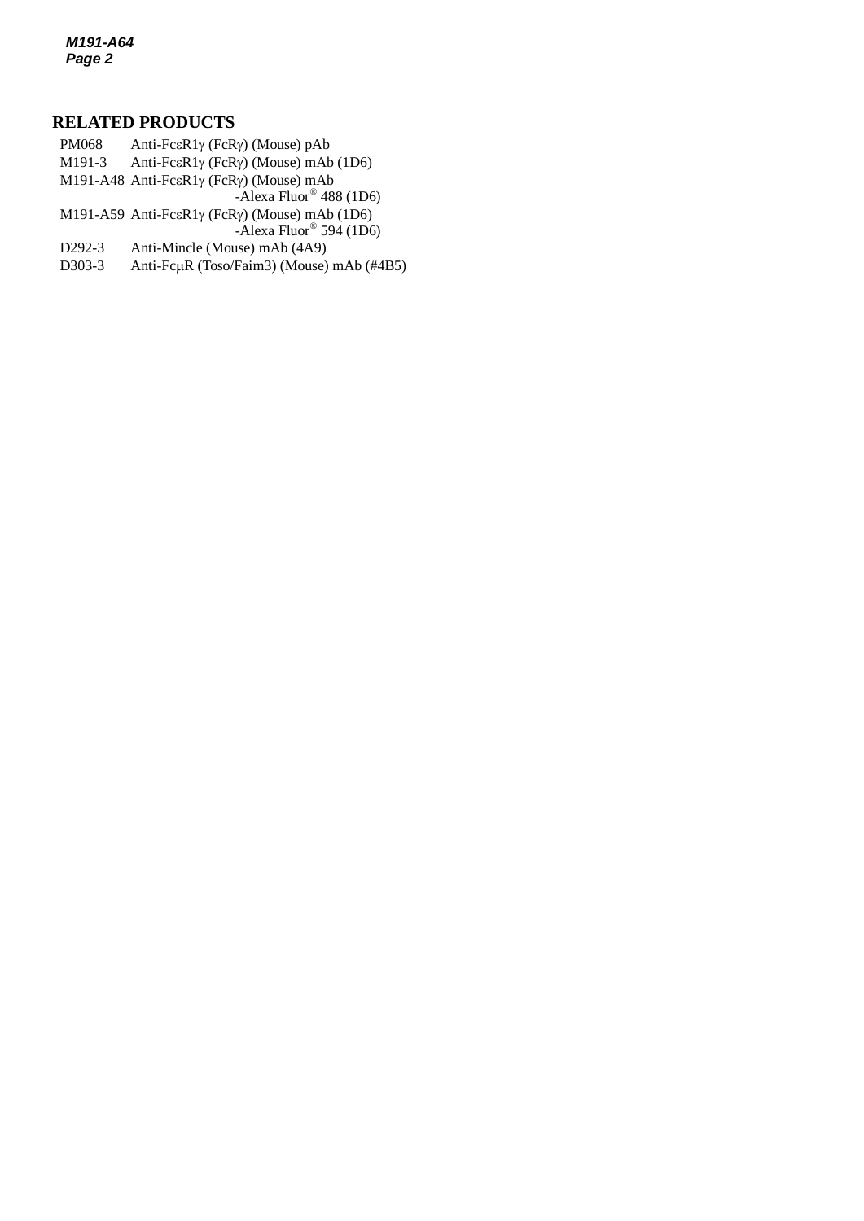## RELATED PRODUCTS

| | |
|---|---|
| PM068 | Anti-FcεR1γ (FcRγ) (Mouse) pAb |
| M191-3 | Anti-FcεR1γ (FcRγ) (Mouse) mAb (1D6) |
| M191-A48 | Anti-FcεR1γ (FcRγ) (Mouse) mAb -Alexa Fluor® 488 (1D6) |
| M191-A59 | Anti-FcεR1γ (FcRγ) (Mouse) mAb (1D6) -Alexa Fluor® 594 (1D6) |
| D292-3 | Anti-Mincle (Mouse) mAb (4A9) |
| D303-3 | Anti-FcμR (Toso/Faim3) (Mouse) mAb (#4B5) |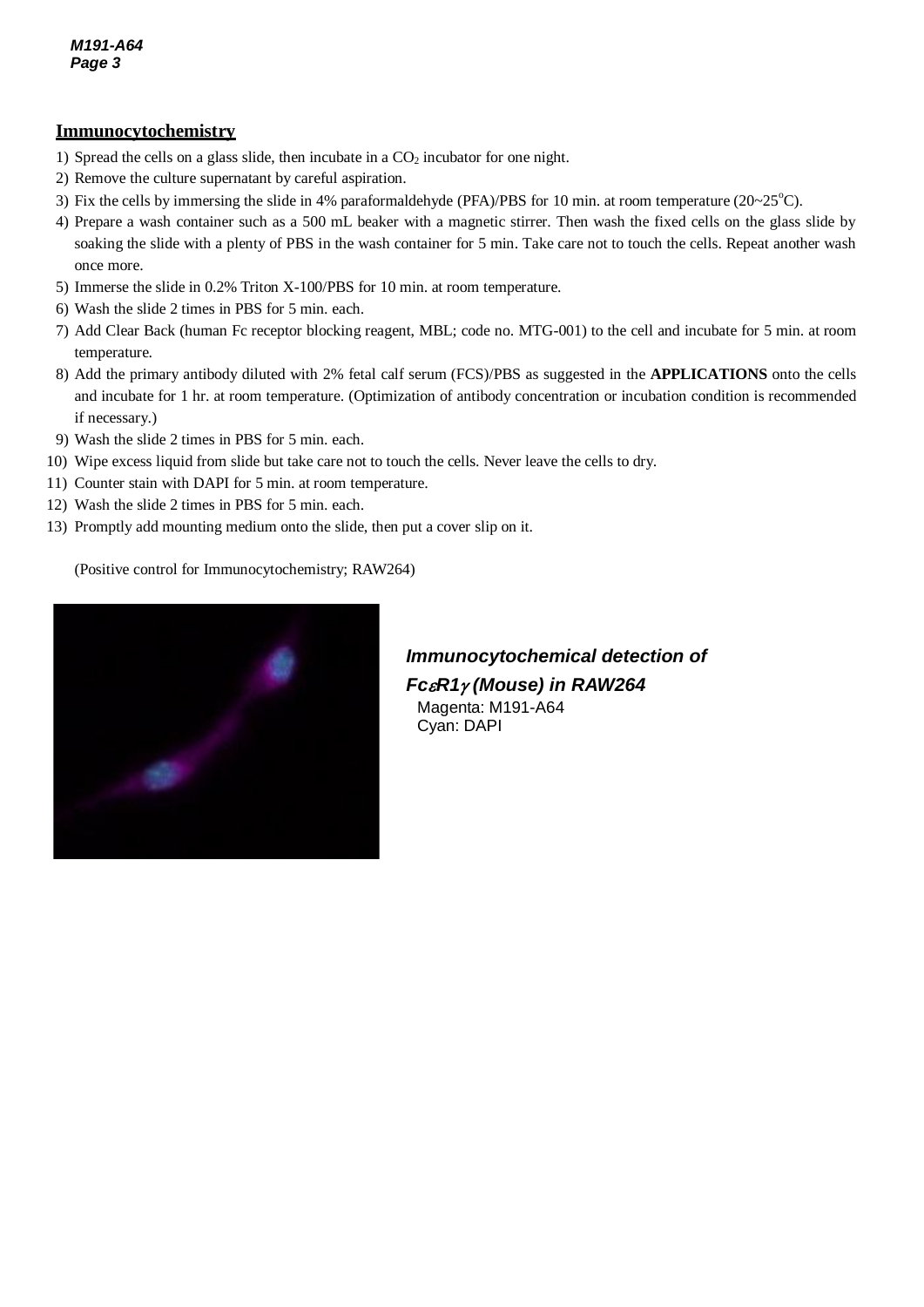## Immunocytochemistry

1) Spread the cells on a glass slide, then incubate in a $CO_2$ incubator for one night.
2) Remove the culture supernatant by careful aspiration.
3) Fix the cells by immersing the slide in 4% paraformaldehyde (PFA)/PBS for 10 min. at room temperature (20~25°C).
4) Prepare a wash container such as a 500 mL beaker with a magnetic stirrer. Then wash the fixed cells on the glass slide by soaking the slide with a plenty of PBS in the wash container for 5 min. Take care not to touch the cells. Repeat another wash once more.
5) Immerse the slide in 0.2% Triton X-100/PBS for 10 min. at room temperature.
6) Wash the slide 2 times in PBS for 5 min. each.
7) Add Clear Back (human Fc receptor blocking reagent, MBL; code no. MTG-001) to the cell and incubate for 5 min. at room temperature.
8) Add the primary antibody diluted with 2% fetal calf serum (FCS)/PBS as suggested in the **APPLICATIONS** onto the cells and incubate for 1 hr. at room temperature. (Optimization of antibody concentration or incubation condition is recommended if necessary.)
9) Wash the slide 2 times in PBS for 5 min. each.
10) Wipe excess liquid from slide but take care not to touch the cells. Never leave the cells to dry.
11) Counter stain with DAPI for 5 min. at room temperature.
12) Wash the slide 2 times in PBS for 5 min. each.
13) Promptly add mounting medium onto the slide, then put a cover slip on it.

(Positive control for Immunocytochemistry; RAW264)

***Immunocytochemical detection of Fc$\varepsilon$R1$\gamma$ (Mouse) in RAW264***

Magenta: M191-A64
Cyan: DAPI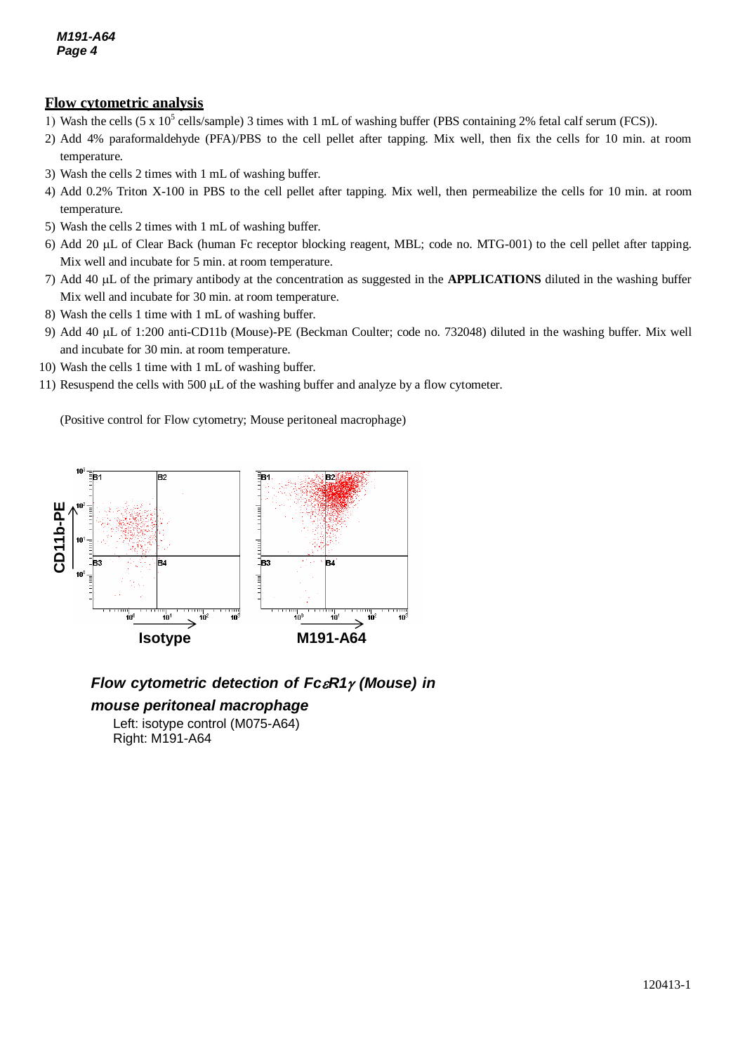## Flow cytometric analysis

1) Wash the cells ($5 \times 10^5$ cells/sample) 3 times with 1 mL of washing buffer (PBS containing 2% fetal calf serum (FCS)).
2) Add 4% paraformaldehyde (PFA)/PBS to the cell pellet after tapping. Mix well, then fix the cells for 10 min. at room temperature.
3) Wash the cells 2 times with 1 mL of washing buffer.
4) Add 0.2% Triton X-100 in PBS to the cell pellet after tapping. Mix well, then permeabilize the cells for 10 min. at room temperature.
5) Wash the cells 2 times with 1 mL of washing buffer.
6) Add 20 µL of Clear Back (human Fc receptor blocking reagent, MBL; code no. MTG-001) to the cell pellet after tapping. Mix well and incubate for 5 min. at room temperature.
7) Add 40 µL of the primary antibody at the concentration as suggested in the **APPLICATIONS** diluted in the washing buffer Mix well and incubate for 30 min. at room temperature.
8) Wash the cells 1 time with 1 mL of washing buffer.
9) Add 40 µL of 1:200 anti-CD11b (Mouse)-PE (Beckman Coulter; code no. 732048) diluted in the washing buffer. Mix well and incubate for 30 min. at room temperature.
10) Wash the cells 1 time with 1 mL of washing buffer.
11) Resuspend the cells with 500 µL of the washing buffer and analyze by a flow cytometer.

(Positive control for Flow cytometry; Mouse peritoneal macrophage)

CD11b-PE

B1 B2 B3 B4

Isotype

M191-A64

***Flow cytometric detection of Fc$\varepsilon$R1$\gamma$ (Mouse) in mouse peritoneal macrophage***

Left: isotype control (M075-A64)
Right: M191-A64

120413-1